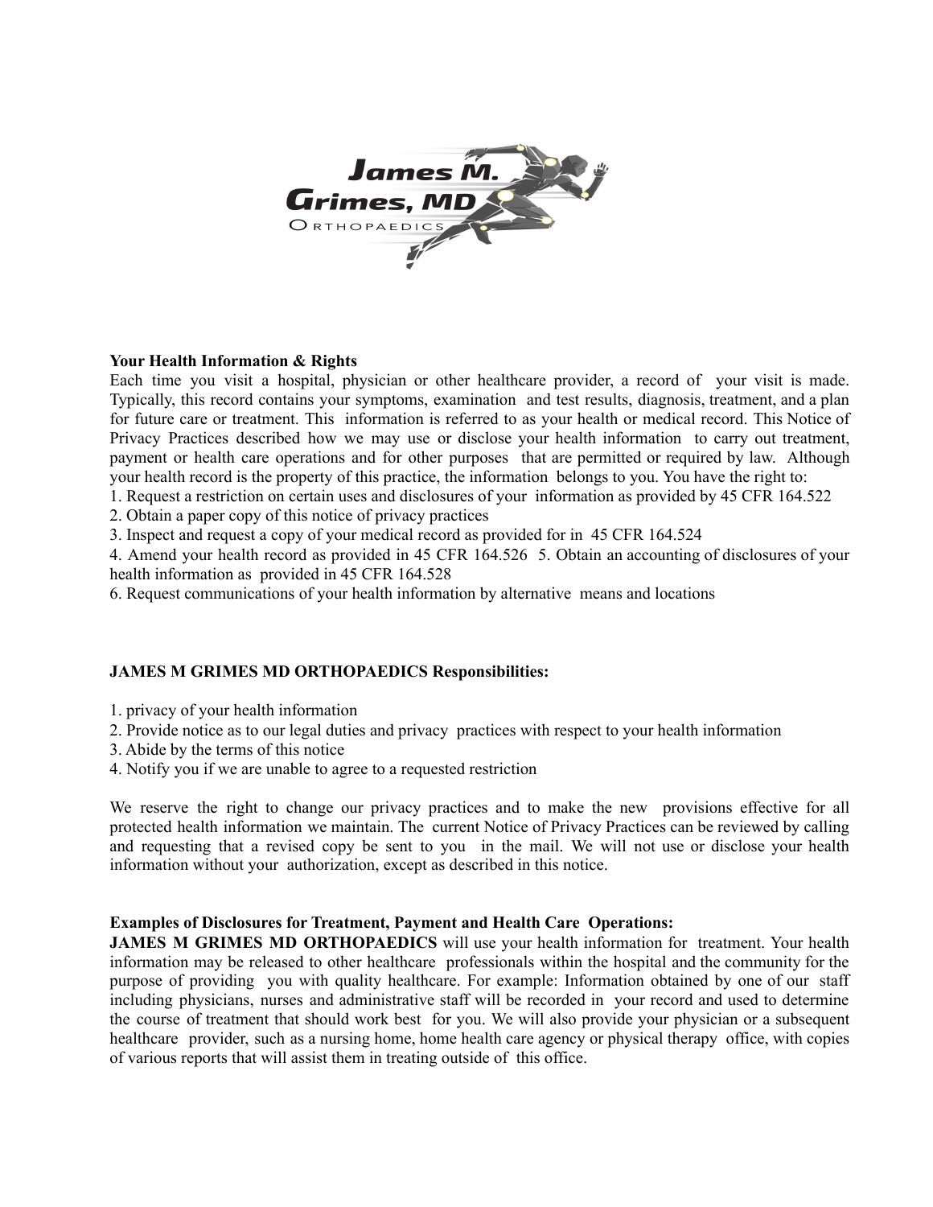**Your Health Information & Rights**

Each time you visit a hospital, physician or other healthcare provider, a record of your visit is made. Typically, this record contains your symptoms, examination and test results, diagnosis, treatment, and a plan for future care or treatment. This information is referred to as your health or medical record. This Notice of Privacy Practices described how we may use or disclose your health information to carry out treatment, payment or health care operations and for other purposes that are permitted or required by law. Although your health record is the property of this practice, the information belongs to you. You have the right to:

1. Request a restriction on certain uses and disclosures of your information as provided by 45 CFR 164.522
2. Obtain a paper copy of this notice of privacy practices
3. Inspect and request a copy of your medical record as provided for in 45 CFR 164.524
4. Amend your health record as provided in 45 CFR 164.526
5. Obtain an accounting of disclosures of your health information as provided in 45 CFR 164.528
6. Request communications of your health information by alternative means and locations

**JAMES M GRIMES MD ORTHOPAEDICS Responsibilities:**

1. privacy of your health information
2. Provide notice as to our legal duties and privacy practices with respect to your health information
3. Abide by the terms of this notice
4. Notify you if we are unable to agree to a requested restriction

We reserve the right to change our privacy practices and to make the new provisions effective for all protected health information we maintain. The current Notice of Privacy Practices can be reviewed by calling and requesting that a revised copy be sent to you in the mail. We will not use or disclose your health information without your authorization, except as described in this notice.

**Examples of Disclosures for Treatment, Payment and Health Care Operations:**

**JAMES M GRIMES MD ORTHOPAEDICS** will use your health information for treatment. Your health information may be released to other healthcare professionals within the hospital and the community for the purpose of providing you with quality healthcare. For example: Information obtained by one of our staff including physicians, nurses and administrative staff will be recorded in your record and used to determine the course of treatment that should work best for you. We will also provide your physician or a subsequent healthcare provider, such as a nursing home, home health care agency or physical therapy office, with copies of various reports that will assist them in treating outside of this office.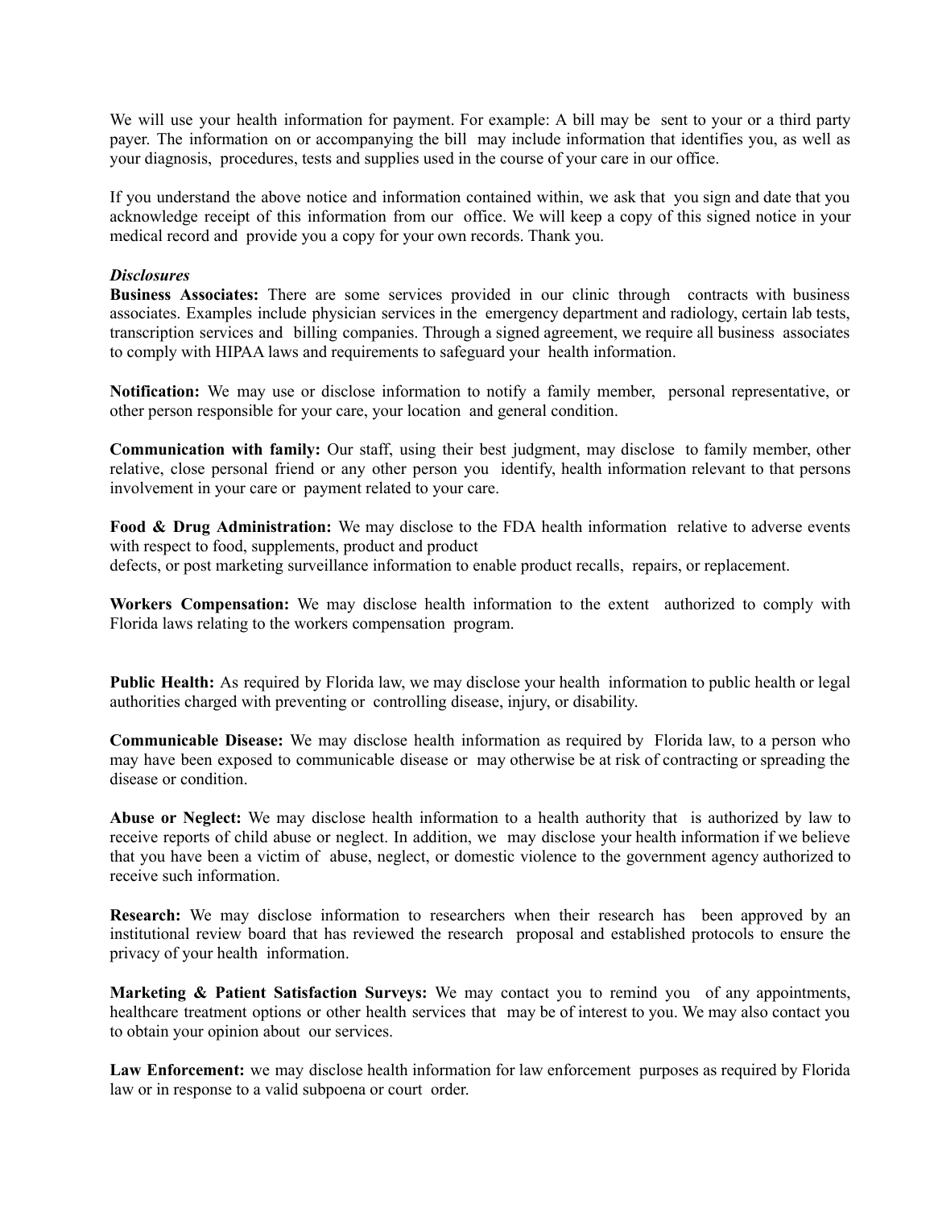We will use your health information for payment. For example: A bill may be sent to your or a third party payer. The information on or accompanying the bill may include information that identifies you, as well as your diagnosis, procedures, tests and supplies used in the course of your care in our office.

If you understand the above notice and information contained within, we ask that you sign and date that you acknowledge receipt of this information from our office. We will keep a copy of this signed notice in your medical record and provide you a copy for your own records. Thank you.

***Disclosures***

**Business Associates:** There are some services provided in our clinic through contracts with business associates. Examples include physician services in the emergency department and radiology, certain lab tests, transcription services and billing companies. Through a signed agreement, we require all business associates to comply with HIPAA laws and requirements to safeguard your health information.

**Notification:** We may use or disclose information to notify a family member, personal representative, or other person responsible for your care, your location and general condition.

**Communication with family:** Our staff, using their best judgment, may disclose to family member, other relative, close personal friend or any other person you identify, health information relevant to that persons involvement in your care or payment related to your care.

**Food & Drug Administration:** We may disclose to the FDA health information relative to adverse events with respect to food, supplements, product and product
defects, or post marketing surveillance information to enable product recalls, repairs, or replacement.

**Workers Compensation:** We may disclose health information to the extent authorized to comply with Florida laws relating to the workers compensation program.

**Public Health:** As required by Florida law, we may disclose your health information to public health or legal authorities charged with preventing or controlling disease, injury, or disability.

**Communicable Disease:** We may disclose health information as required by Florida law, to a person who may have been exposed to communicable disease or may otherwise be at risk of contracting or spreading the disease or condition.

**Abuse or Neglect:** We may disclose health information to a health authority that is authorized by law to receive reports of child abuse or neglect. In addition, we may disclose your health information if we believe that you have been a victim of abuse, neglect, or domestic violence to the government agency authorized to receive such information.

**Research:** We may disclose information to researchers when their research has been approved by an institutional review board that has reviewed the research proposal and established protocols to ensure the privacy of your health information.

**Marketing & Patient Satisfaction Surveys:** We may contact you to remind you of any appointments, healthcare treatment options or other health services that may be of interest to you. We may also contact you to obtain your opinion about our services.

**Law Enforcement:** we may disclose health information for law enforcement purposes as required by Florida law or in response to a valid subpoena or court order.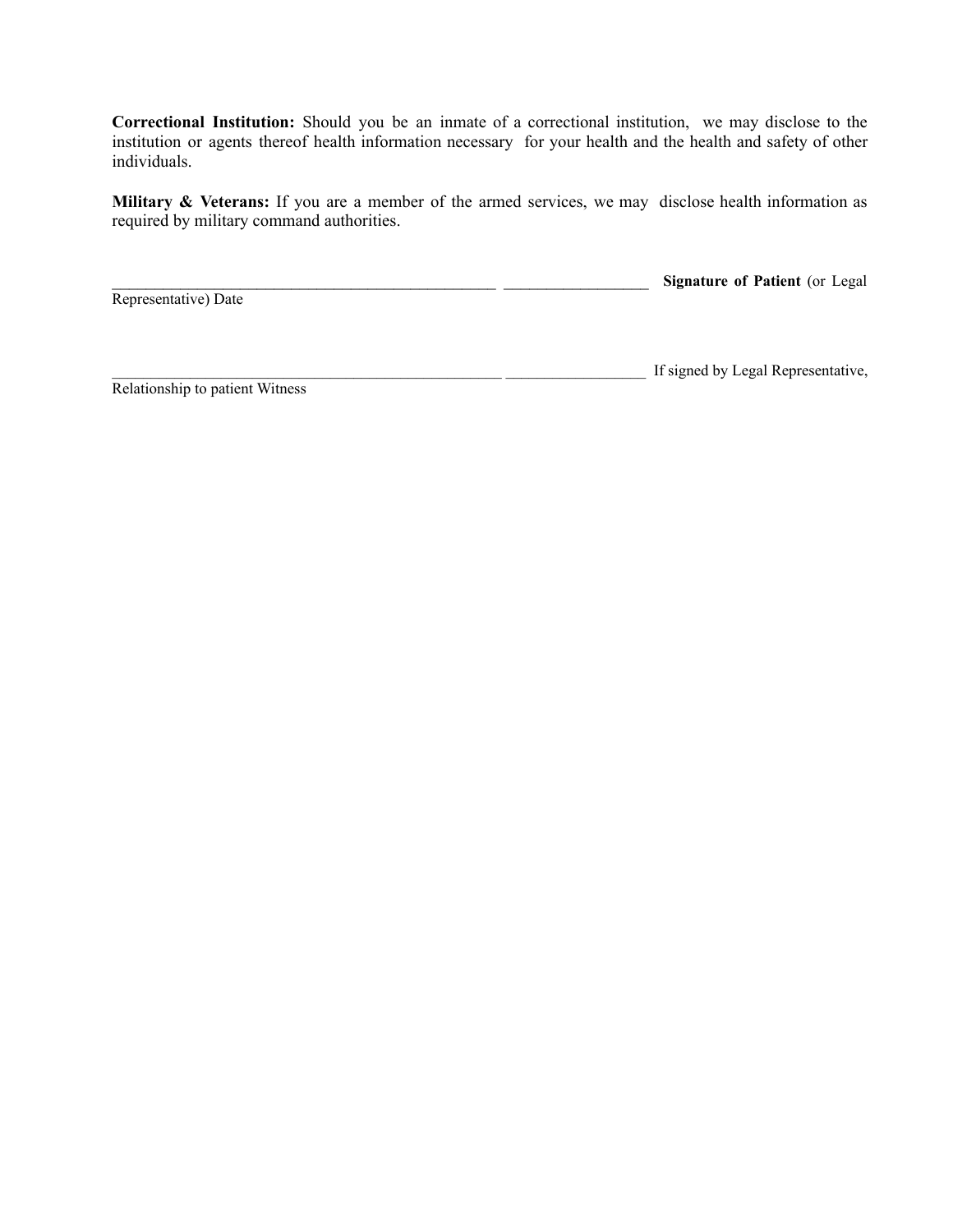**Correctional Institution:** Should you be an inmate of a correctional institution, we may disclose to the institution or agents thereof health information necessary for your health and the health and safety of other individuals.

**Military & Veterans:** If you are a member of the armed services, we may disclose health information as required by military command authorities.

___________________________________________________ ___________________ **Signature of Patient** (or Legal Representative) Date

___________________________________________________ __________________ If signed by Legal Representative, Relationship to patient Witness